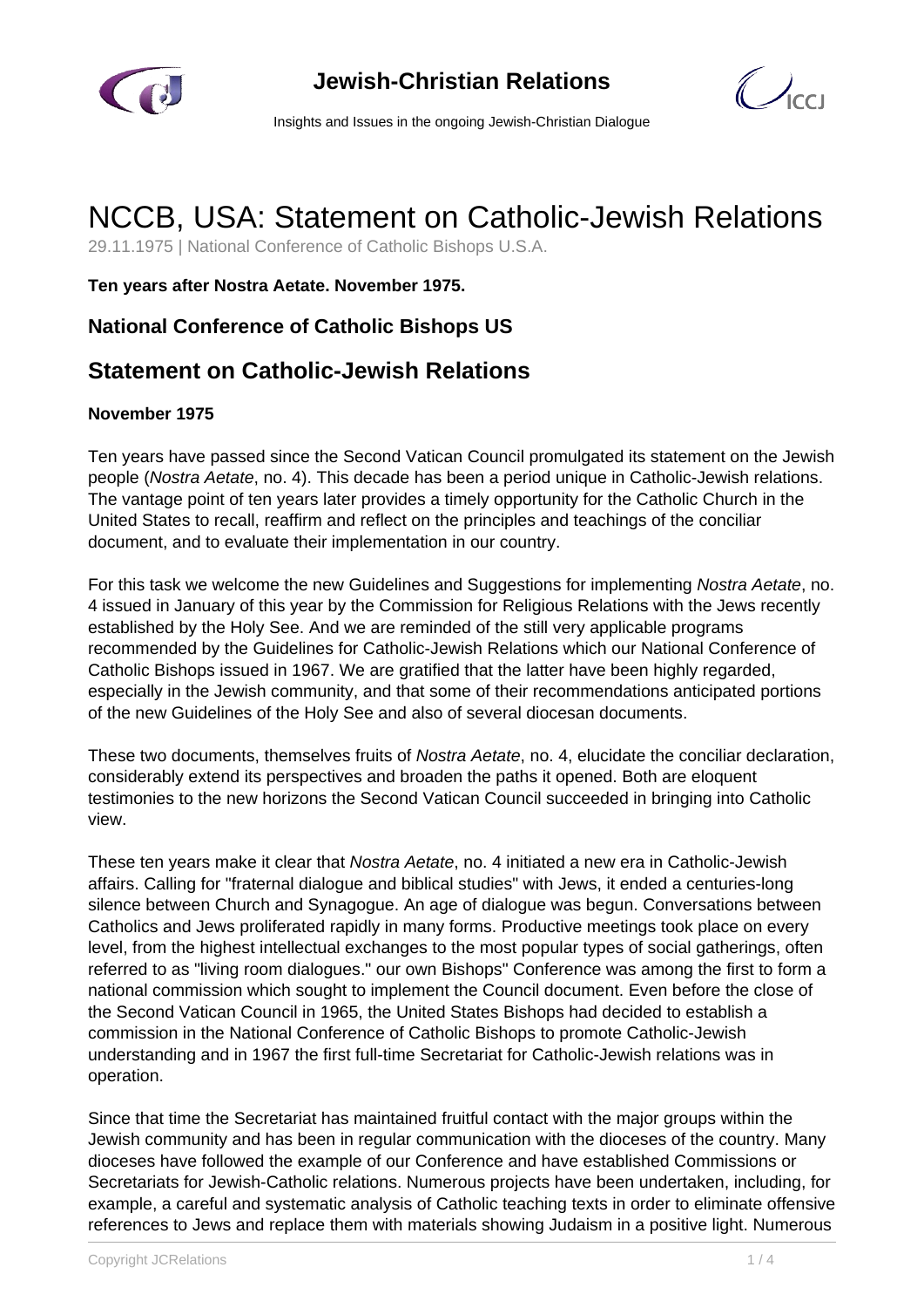# NCCB, USA: Statement on Catholic-Jewish Relations

29.11.1975 | National Conference of Catholic Bishops U.S.A.

**Ten years after Nostra Aetate. November 1975.**

## National Conference of Catholic Bishops US

## Statement on Catholic-Jewish Relations

**November 1975**

Ten years have passed since the Second Vatican Council promulgated its statement on the Jewish people (*Nostra Aetate*, no. 4). This decade has been a period unique in Catholic-Jewish relations. The vantage point of ten years later provides a timely opportunity for the Catholic Church in the United States to recall, reaffirm and reflect on the principles and teachings of the conciliar document, and to evaluate their implementation in our country.

For this task we welcome the new Guidelines and Suggestions for implementing *Nostra Aetate*, no. 4 issued in January of this year by the Commission for Religious Relations with the Jews recently established by the Holy See. And we are reminded of the still very applicable programs recommended by the Guidelines for Catholic-Jewish Relations which our National Conference of Catholic Bishops issued in 1967. We are gratified that the latter have been highly regarded, especially in the Jewish community, and that some of their recommendations anticipated portions of the new Guidelines of the Holy See and also of several diocesan documents.

These two documents, themselves fruits of *Nostra Aetate*, no. 4, elucidate the conciliar declaration, considerably extend its perspectives and broaden the paths it opened. Both are eloquent testimonies to the new horizons the Second Vatican Council succeeded in bringing into Catholic view.

These ten years make it clear that *Nostra Aetate*, no. 4 initiated a new era in Catholic-Jewish affairs. Calling for "fraternal dialogue and biblical studies" with Jews, it ended a centuries-long silence between Church and Synagogue. An age of dialogue was begun. Conversations between Catholics and Jews proliferated rapidly in many forms. Productive meetings took place on every level, from the highest intellectual exchanges to the most popular types of social gatherings, often referred to as "living room dialogues." our own Bishops" Conference was among the first to form a national commission which sought to implement the Council document. Even before the close of the Second Vatican Council in 1965, the United States Bishops had decided to establish a commission in the National Conference of Catholic Bishops to promote Catholic-Jewish understanding and in 1967 the first full-time Secretariat for Catholic-Jewish relations was in operation.

Since that time the Secretariat has maintained fruitful contact with the major groups within the Jewish community and has been in regular communication with the dioceses of the country. Many dioceses have followed the example of our Conference and have established Commissions or Secretariats for Jewish-Catholic relations. Numerous projects have been undertaken, including, for example, a careful and systematic analysis of Catholic teaching texts in order to eliminate offensive references to Jews and replace them with materials showing Judaism in a positive light. Numerous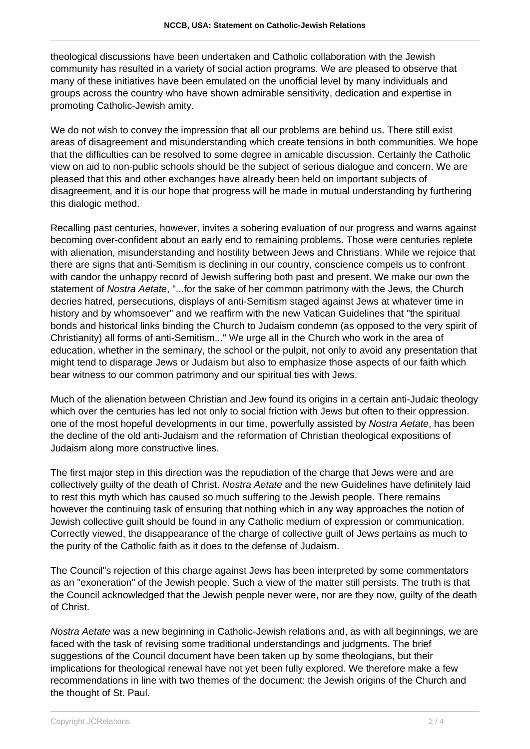theological discussions have been undertaken and Catholic collaboration with the Jewish community has resulted in a variety of social action programs. We are pleased to observe that many of these initiatives have been emulated on the unofficial level by many individuals and groups across the country who have shown admirable sensitivity, dedication and expertise in promoting Catholic-Jewish amity.

We do not wish to convey the impression that all our problems are behind us. There still exist areas of disagreement and misunderstanding which create tensions in both communities. We hope that the difficulties can be resolved to some degree in amicable discussion. Certainly the Catholic view on aid to non-public schools should be the subject of serious dialogue and concern. We are pleased that this and other exchanges have already been held on important subjects of disagreement, and it is our hope that progress will be made in mutual understanding by furthering this dialogic method.

Recalling past centuries, however, invites a sobering evaluation of our progress and warns against becoming over-confident about an early end to remaining problems. Those were centuries replete with alienation, misunderstanding and hostility between Jews and Christians. While we rejoice that there are signs that anti-Semitism is declining in our country, conscience compels us to confront with candor the unhappy record of Jewish suffering both past and present. We make our own the statement of *Nostra Aetate*, "...for the sake of her common patrimony with the Jews, the Church decries hatred, persecutions, displays of anti-Semitism staged against Jews at whatever time in history and by whomsoever" and we reaffirm with the new Vatican Guidelines that "the spiritual bonds and historical links binding the Church to Judaism condemn (as opposed to the very spirit of Christianity) all forms of anti-Semitism..." We urge all in the Church who work in the area of education, whether in the seminary, the school or the pulpit, not only to avoid any presentation that might tend to disparage Jews or Judaism but also to emphasize those aspects of our faith which bear witness to our common patrimony and our spiritual ties with Jews.

Much of the alienation between Christian and Jew found its origins in a certain anti-Judaic theology which over the centuries has led not only to social friction with Jews but often to their oppression. one of the most hopeful developments in our time, powerfully assisted by *Nostra Aetate*, has been the decline of the old anti-Judaism and the reformation of Christian theological expositions of Judaism along more constructive lines.

The first major step in this direction was the repudiation of the charge that Jews were and are collectively guilty of the death of Christ. *Nostra Aetate* and the new Guidelines have definitely laid to rest this myth which has caused so much suffering to the Jewish people. There remains however the continuing task of ensuring that nothing which in any way approaches the notion of Jewish collective guilt should be found in any Catholic medium of expression or communication. Correctly viewed, the disappearance of the charge of collective guilt of Jews pertains as much to the purity of the Catholic faith as it does to the defense of Judaism.

The Council"s rejection of this charge against Jews has been interpreted by some commentators as an "exoneration" of the Jewish people. Such a view of the matter still persists. The truth is that the Council acknowledged that the Jewish people never were, nor are they now, guilty of the death of Christ.

*Nostra Aetate* was a new beginning in Catholic-Jewish relations and, as with all beginnings, we are faced with the task of revising some traditional understandings and judgments. The brief suggestions of the Council document have been taken up by some theologians, but their implications for theological renewal have not yet been fully explored. We therefore make a few recommendations in line with two themes of the document: the Jewish origins of the Church and the thought of St. Paul.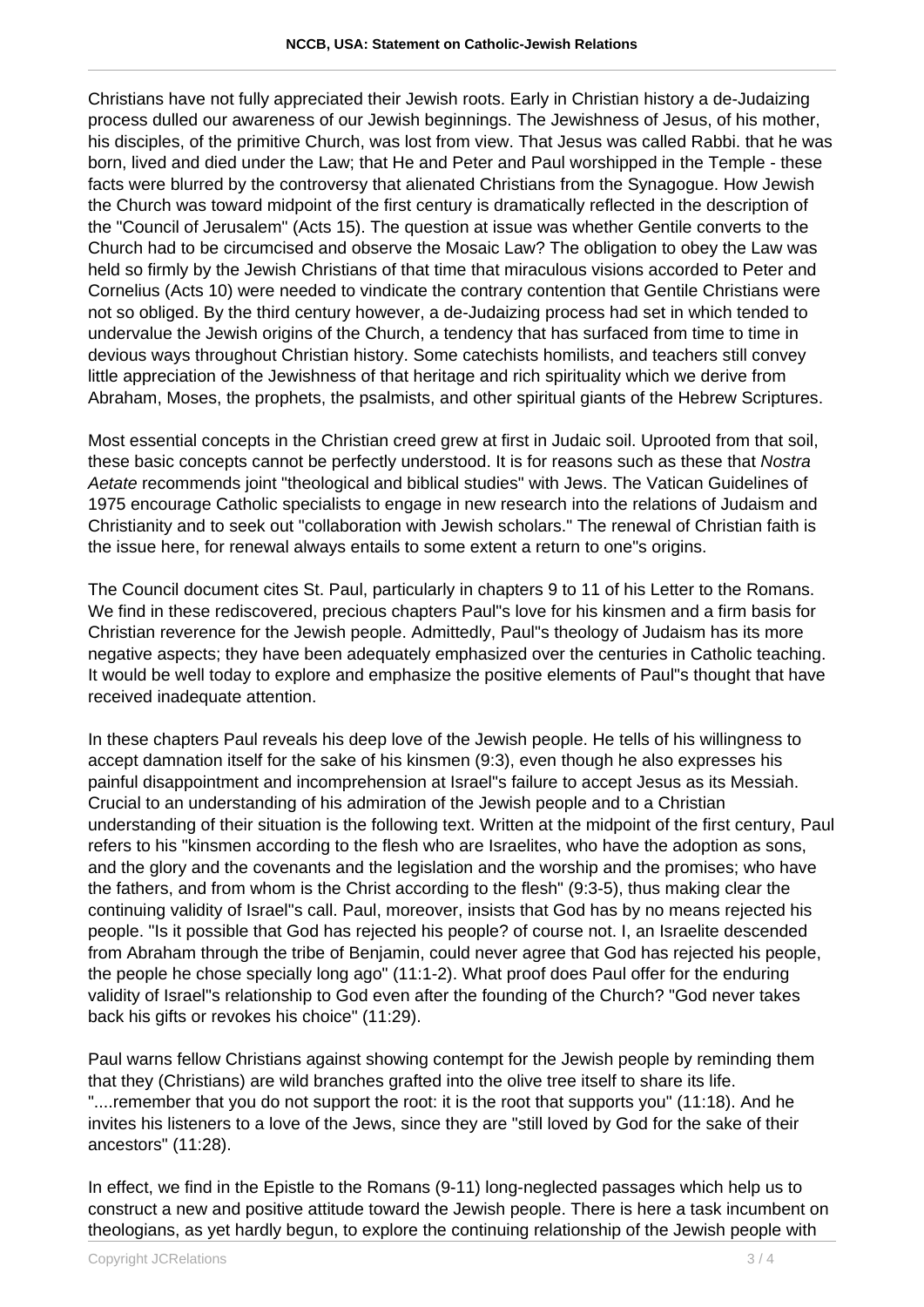Christians have not fully appreciated their Jewish roots. Early in Christian history a de-Judaizing process dulled our awareness of our Jewish beginnings. The Jewishness of Jesus, of his mother, his disciples, of the primitive Church, was lost from view. That Jesus was called Rabbi. that he was born, lived and died under the Law; that He and Peter and Paul worshipped in the Temple - these facts were blurred by the controversy that alienated Christians from the Synagogue. How Jewish the Church was toward midpoint of the first century is dramatically reflected in the description of the "Council of Jerusalem" (Acts 15). The question at issue was whether Gentile converts to the Church had to be circumcised and observe the Mosaic Law? The obligation to obey the Law was held so firmly by the Jewish Christians of that time that miraculous visions accorded to Peter and Cornelius (Acts 10) were needed to vindicate the contrary contention that Gentile Christians were not so obliged. By the third century however, a de-Judaizing process had set in which tended to undervalue the Jewish origins of the Church, a tendency that has surfaced from time to time in devious ways throughout Christian history. Some catechists homilists, and teachers still convey little appreciation of the Jewishness of that heritage and rich spirituality which we derive from Abraham, Moses, the prophets, the psalmists, and other spiritual giants of the Hebrew Scriptures.

Most essential concepts in the Christian creed grew at first in Judaic soil. Uprooted from that soil, these basic concepts cannot be perfectly understood. It is for reasons such as these that *Nostra Aetate* recommends joint "theological and biblical studies" with Jews. The Vatican Guidelines of 1975 encourage Catholic specialists to engage in new research into the relations of Judaism and Christianity and to seek out "collaboration with Jewish scholars." The renewal of Christian faith is the issue here, for renewal always entails to some extent a return to one"s origins.

The Council document cites St. Paul, particularly in chapters 9 to 11 of his Letter to the Romans. We find in these rediscovered, precious chapters Paul"s love for his kinsmen and a firm basis for Christian reverence for the Jewish people. Admittedly, Paul"s theology of Judaism has its more negative aspects; they have been adequately emphasized over the centuries in Catholic teaching. It would be well today to explore and emphasize the positive elements of Paul"s thought that have received inadequate attention.

In these chapters Paul reveals his deep love of the Jewish people. He tells of his willingness to accept damnation itself for the sake of his kinsmen (9:3), even though he also expresses his painful disappointment and incomprehension at Israel"s failure to accept Jesus as its Messiah. Crucial to an understanding of his admiration of the Jewish people and to a Christian understanding of their situation is the following text. Written at the midpoint of the first century, Paul refers to his "kinsmen according to the flesh who are Israelites, who have the adoption as sons, and the glory and the covenants and the legislation and the worship and the promises; who have the fathers, and from whom is the Christ according to the flesh" (9:3-5), thus making clear the continuing validity of Israel"s call. Paul, moreover, insists that God has by no means rejected his people. "Is it possible that God has rejected his people? of course not. I, an Israelite descended from Abraham through the tribe of Benjamin, could never agree that God has rejected his people, the people he chose specially long ago" (11:1-2). What proof does Paul offer for the enduring validity of Israel"s relationship to God even after the founding of the Church? "God never takes back his gifts or revokes his choice" (11:29).

Paul warns fellow Christians against showing contempt for the Jewish people by reminding them that they (Christians) are wild branches grafted into the olive tree itself to share its life. "....remember that you do not support the root: it is the root that supports you" (11:18). And he invites his listeners to a love of the Jews, since they are "still loved by God for the sake of their ancestors" (11:28).

In effect, we find in the Epistle to the Romans (9-11) long-neglected passages which help us to construct a new and positive attitude toward the Jewish people. There is here a task incumbent on theologians, as yet hardly begun, to explore the continuing relationship of the Jewish people with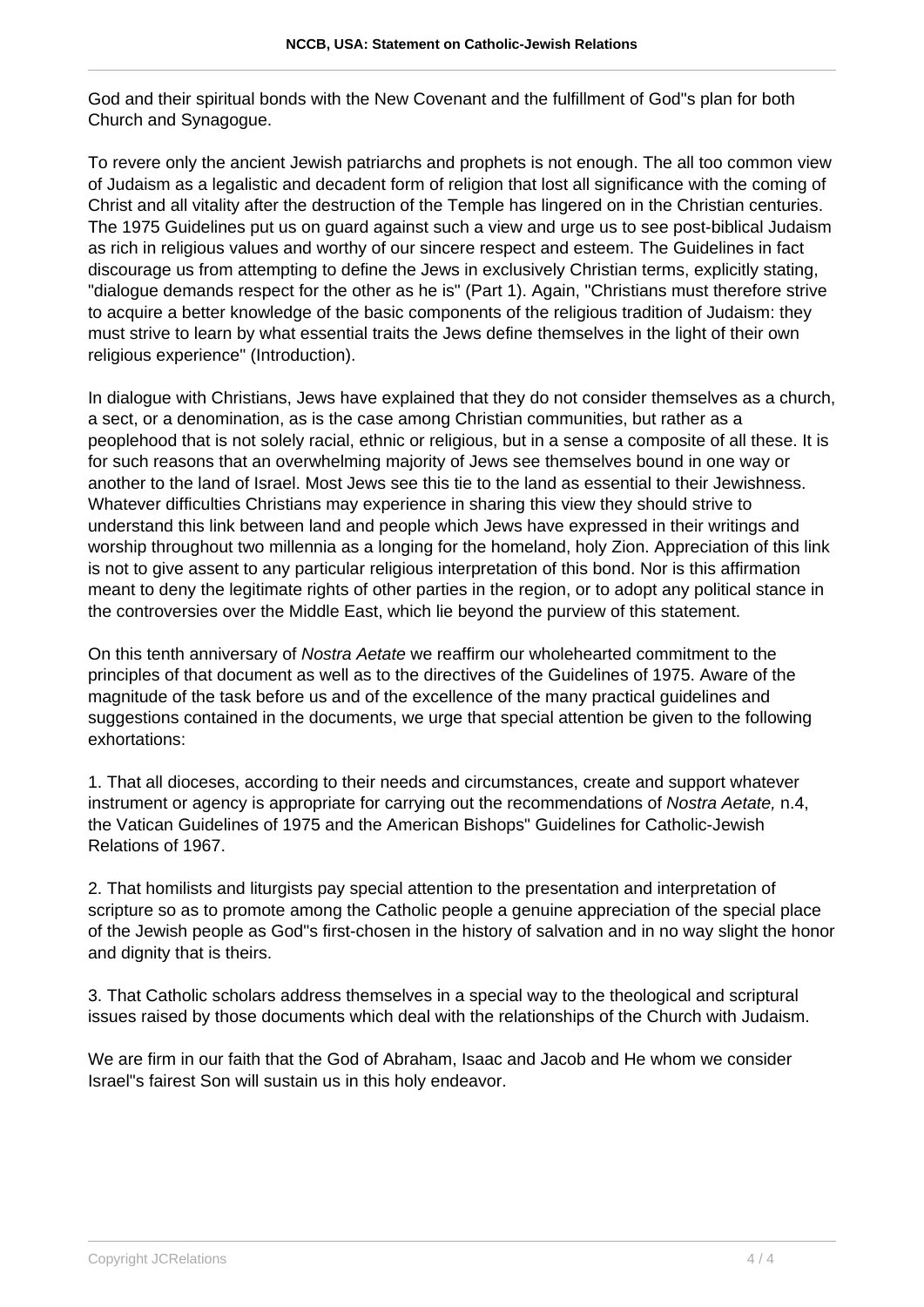God and their spiritual bonds with the New Covenant and the fulfillment of God"s plan for both Church and Synagogue.

To revere only the ancient Jewish patriarchs and prophets is not enough. The all too common view of Judaism as a legalistic and decadent form of religion that lost all significance with the coming of Christ and all vitality after the destruction of the Temple has lingered on in the Christian centuries. The 1975 Guidelines put us on guard against such a view and urge us to see post-biblical Judaism as rich in religious values and worthy of our sincere respect and esteem. The Guidelines in fact discourage us from attempting to define the Jews in exclusively Christian terms, explicitly stating, "dialogue demands respect for the other as he is" (Part 1). Again, "Christians must therefore strive to acquire a better knowledge of the basic components of the religious tradition of Judaism: they must strive to learn by what essential traits the Jews define themselves in the light of their own religious experience" (Introduction).

In dialogue with Christians, Jews have explained that they do not consider themselves as a church, a sect, or a denomination, as is the case among Christian communities, but rather as a peoplehood that is not solely racial, ethnic or religious, but in a sense a composite of all these. It is for such reasons that an overwhelming majority of Jews see themselves bound in one way or another to the land of Israel. Most Jews see this tie to the land as essential to their Jewishness. Whatever difficulties Christians may experience in sharing this view they should strive to understand this link between land and people which Jews have expressed in their writings and worship throughout two millennia as a longing for the homeland, holy Zion. Appreciation of this link is not to give assent to any particular religious interpretation of this bond. Nor is this affirmation meant to deny the legitimate rights of other parties in the region, or to adopt any political stance in the controversies over the Middle East, which lie beyond the purview of this statement.

On this tenth anniversary of *Nostra Aetate* we reaffirm our wholehearted commitment to the principles of that document as well as to the directives of the Guidelines of 1975. Aware of the magnitude of the task before us and of the excellence of the many practical guidelines and suggestions contained in the documents, we urge that special attention be given to the following exhortations:

1. That all dioceses, according to their needs and circumstances, create and support whatever instrument or agency is appropriate for carrying out the recommendations of *Nostra Aetate,* n.4, the Vatican Guidelines of 1975 and the American Bishops" Guidelines for Catholic-Jewish Relations of 1967.

2. That homilists and liturgists pay special attention to the presentation and interpretation of scripture so as to promote among the Catholic people a genuine appreciation of the special place of the Jewish people as God"s first-chosen in the history of salvation and in no way slight the honor and dignity that is theirs.

3. That Catholic scholars address themselves in a special way to the theological and scriptural issues raised by those documents which deal with the relationships of the Church with Judaism.

We are firm in our faith that the God of Abraham, Isaac and Jacob and He whom we consider Israel"s fairest Son will sustain us in this holy endeavor.